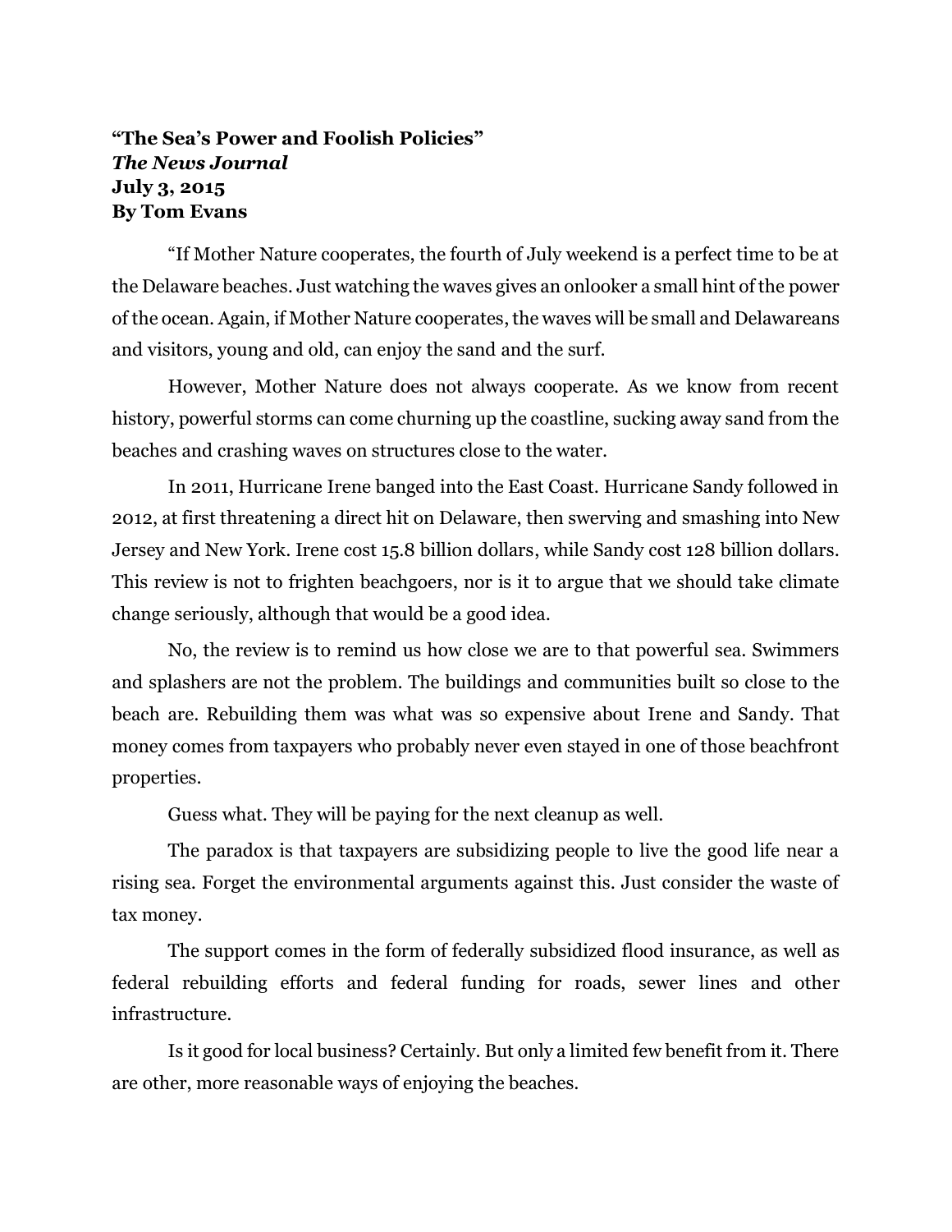**“The Sea’s Power and Foolish Policies”**
***The News Journal***
**July 3, 2015**
**By Tom Evans**

“If Mother Nature cooperates, the fourth of July weekend is a perfect time to be at the Delaware beaches. Just watching the waves gives an onlooker a small hint of the power of the ocean. Again, if Mother Nature cooperates, the waves will be small and Delawareans and visitors, young and old, can enjoy the sand and the surf.

However, Mother Nature does not always cooperate. As we know from recent history, powerful storms can come churning up the coastline, sucking away sand from the beaches and crashing waves on structures close to the water.

In 2011, Hurricane Irene banged into the East Coast. Hurricane Sandy followed in 2012, at first threatening a direct hit on Delaware, then swerving and smashing into New Jersey and New York. Irene cost 15.8 billion dollars, while Sandy cost 128 billion dollars. This review is not to frighten beachgoers, nor is it to argue that we should take climate change seriously, although that would be a good idea.

No, the review is to remind us how close we are to that powerful sea. Swimmers and splashers are not the problem. The buildings and communities built so close to the beach are. Rebuilding them was what was so expensive about Irene and Sandy. That money comes from taxpayers who probably never even stayed in one of those beachfront properties.

Guess what. They will be paying for the next cleanup as well.

The paradox is that taxpayers are subsidizing people to live the good life near a rising sea. Forget the environmental arguments against this. Just consider the waste of tax money.

The support comes in the form of federally subsidized flood insurance, as well as federal rebuilding efforts and federal funding for roads, sewer lines and other infrastructure.

Is it good for local business? Certainly. But only a limited few benefit from it. There are other, more reasonable ways of enjoying the beaches.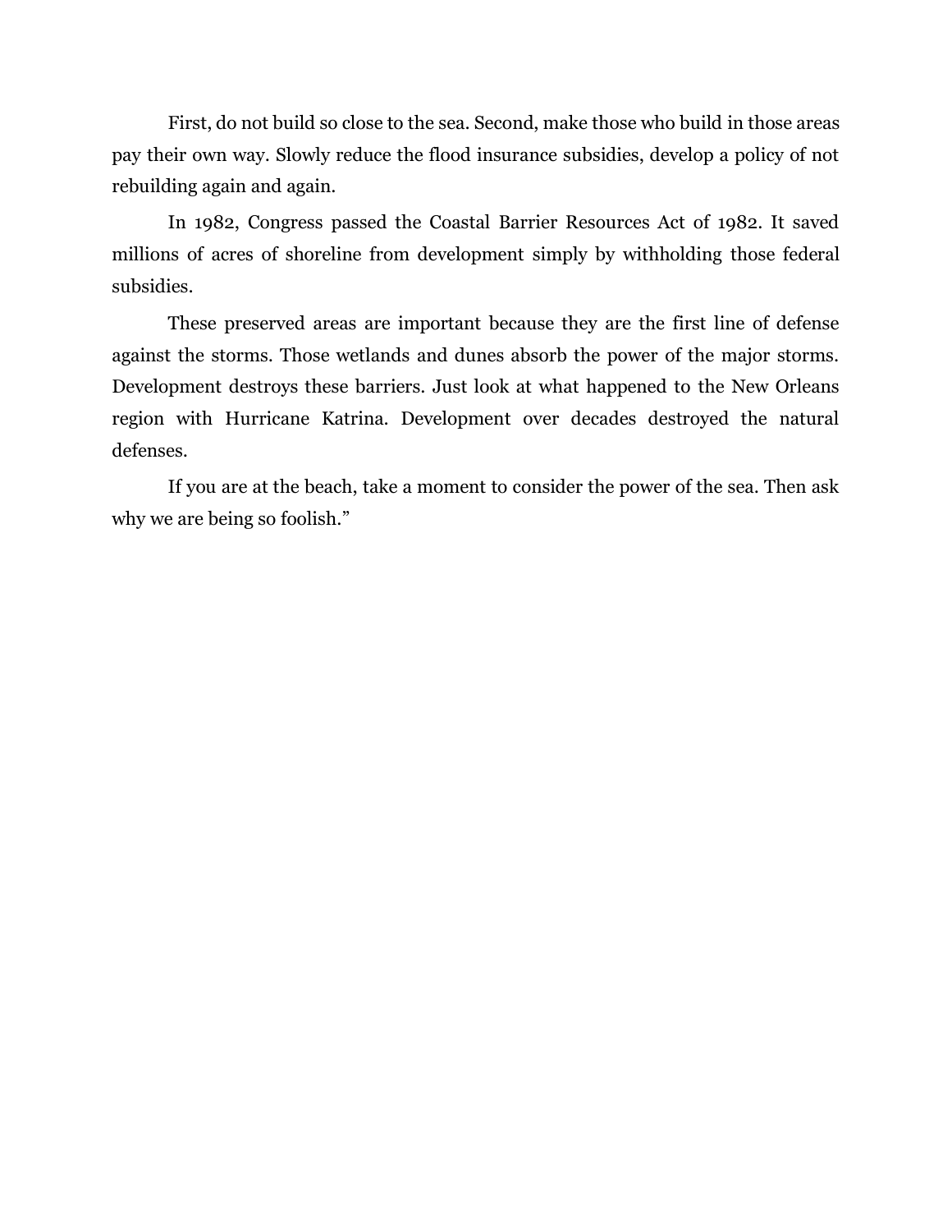First, do not build so close to the sea. Second, make those who build in those areas pay their own way. Slowly reduce the flood insurance subsidies, develop a policy of not rebuilding again and again.

In 1982, Congress passed the Coastal Barrier Resources Act of 1982. It saved millions of acres of shoreline from development simply by withholding those federal subsidies.

These preserved areas are important because they are the first line of defense against the storms. Those wetlands and dunes absorb the power of the major storms. Development destroys these barriers. Just look at what happened to the New Orleans region with Hurricane Katrina. Development over decades destroyed the natural defenses.

If you are at the beach, take a moment to consider the power of the sea. Then ask why we are being so foolish."